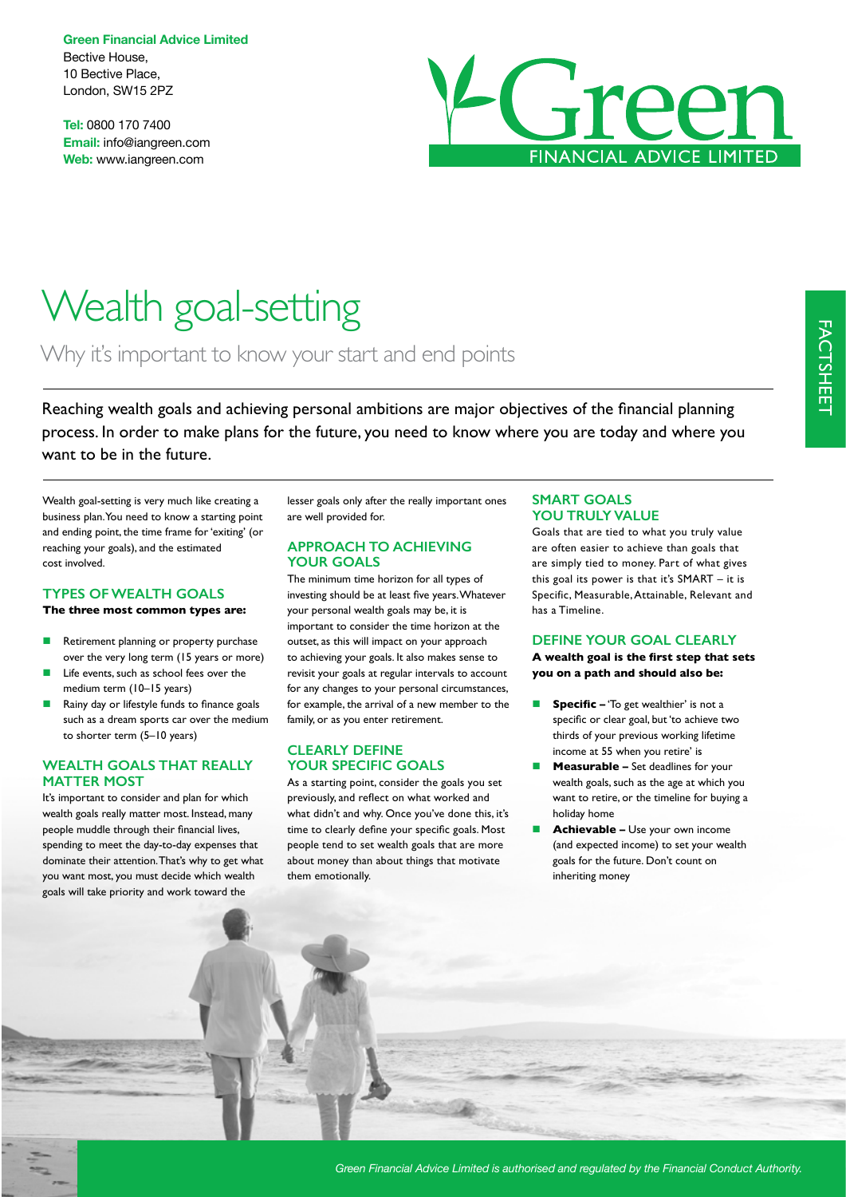**Green Financial Advice Limited**
Bective House,
10 Bective Place,
London, SW15 2PZ

**Tel:** 0800 170 7400
**Email:** info@iangreen.com
**Web:** www.iangreen.com

Green FINANCIAL ADVICE LIMITED

FACTSHEET

# Wealth goal-setting

Why it's important to know your start and end points

Reaching wealth goals and achieving personal ambitions are major objectives of the financial planning process. In order to make plans for the future, you need to know where you are today and where you want to be in the future.

Wealth goal-setting is very much like creating a business plan. You need to know a starting point and ending point, the time frame for 'exiting' (or reaching your goals), and the estimated cost involved.

## TYPES OF WEALTH GOALS

**The three most common types are:**

- Retirement planning or property purchase over the very long term (15 years or more)
- Life events, such as school fees over the medium term (10–15 years)
- Rainy day or lifestyle funds to finance goals such as a dream sports car over the medium to shorter term (5–10 years)

## WEALTH GOALS THAT REALLY MATTER MOST

It's important to consider and plan for which wealth goals really matter most. Instead, many people muddle through their financial lives, spending to meet the day-to-day expenses that dominate their attention. That's why to get what you want most, you must decide which wealth goals will take priority and work toward the lesser goals only after the really important ones are well provided for.

## APPROACH TO ACHIEVING YOUR GOALS

The minimum time horizon for all types of investing should be at least five years. Whatever your personal wealth goals may be, it is important to consider the time horizon at the outset, as this will impact on your approach to achieving your goals. It also makes sense to revisit your goals at regular intervals to account for any changes to your personal circumstances, for example, the arrival of a new member to the family, or as you enter retirement.

## CLEARLY DEFINE YOUR SPECIFIC GOALS

As a starting point, consider the goals you set previously, and reflect on what worked and what didn't and why. Once you've done this, it's time to clearly define your specific goals. Most people tend to set wealth goals that are more about money than about things that motivate them emotionally.

## SMART GOALS YOU TRULY VALUE

Goals that are tied to what you truly value are often easier to achieve than goals that are simply tied to money. Part of what gives this goal its power is that it's SMART – it is Specific, Measurable, Attainable, Relevant and has a Timeline.

## DEFINE YOUR GOAL CLEARLY

**A wealth goal is the first step that sets you on a path and should also be:**

- **Specific –** 'To get wealthier' is not a specific or clear goal, but 'to achieve two thirds of your previous working lifetime income at 55 when you retire' is
- **Measurable –** Set deadlines for your wealth goals, such as the age at which you want to retire, or the timeline for buying a holiday home
- **Achievable –** Use your own income (and expected income) to set your wealth goals for the future. Don't count on inheriting money

*Green Financial Advice Limited is authorised and regulated by the Financial Conduct Authority.*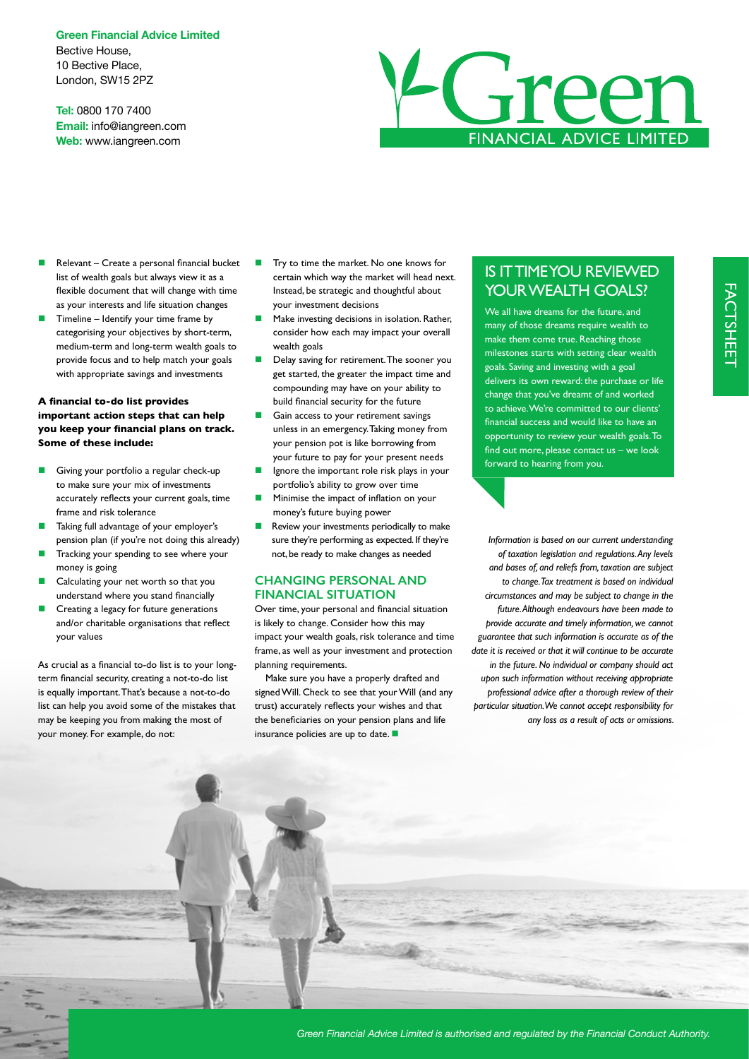**Green Financial Advice Limited**
Bective House,
10 Bective Place,
London, SW15 2PZ

**Tel:** 0800 170 7400
**Email:** info@iangreen.com
**Web:** www.iangreen.com

- Relevant – Create a personal financial bucket list of wealth goals but always view it as a flexible document that will change with time as your interests and life situation changes
- Timeline – Identify your time frame by categorising your objectives by short-term, medium-term and long-term wealth goals to provide focus and to help match your goals with appropriate savings and investments

**A financial to-do list provides important action steps that can help you keep your financial plans on track. Some of these include:**

- Giving your portfolio a regular check-up to make sure your mix of investments accurately reflects your current goals, time frame and risk tolerance
- Taking full advantage of your employer's pension plan (if you're not doing this already)
- Tracking your spending to see where your money is going
- Calculating your net worth so that you understand where you stand financially
- Creating a legacy for future generations and/or charitable organisations that reflect your values

As crucial as a financial to-do list is to your long-term financial security, creating a not-to-do list is equally important. That's because a not-to-do list can help you avoid some of the mistakes that may be keeping you from making the most of your money. For example, do not:

- Try to time the market. No one knows for certain which way the market will head next. Instead, be strategic and thoughtful about your investment decisions
- Make investing decisions in isolation. Rather, consider how each may impact your overall wealth goals
- Delay saving for retirement. The sooner you get started, the greater the impact time and compounding may have on your ability to build financial security for the future
- Gain access to your retirement savings unless in an emergency. Taking money from your pension pot is like borrowing from your future to pay for your present needs
- Ignore the important role risk plays in your portfolio's ability to grow over time
- Minimise the impact of inflation on your money's future buying power
- Review your investments periodically to make sure they're performing as expected. If they're not, be ready to make changes as needed

## CHANGING PERSONAL AND FINANCIAL SITUATION

Over time, your personal and financial situation is likely to change. Consider how this may impact your wealth goals, risk tolerance and time frame, as well as your investment and protection planning requirements.

Make sure you have a properly drafted and signed Will. Check to see that your Will (and any trust) accurately reflects your wishes and that the beneficiaries on your pension plans and life insurance policies are up to date.

## IS IT TIME YOU REVIEWED YOUR WEALTH GOALS?

We all have dreams for the future, and many of those dreams require wealth to make them come true. Reaching those milestones starts with setting clear wealth goals. Saving and investing with a goal delivers its own reward: the purchase or life change that you've dreamt of and worked to achieve. We're committed to our clients' financial success and would like to have an opportunity to review your wealth goals. To find out more, please contact us – we look forward to hearing from you.

*Information is based on our current understanding of taxation legislation and regulations. Any levels and bases of, and reliefs from, taxation are subject to change. Tax treatment is based on individual circumstances and may be subject to change in the future. Although endeavours have been made to provide accurate and timely information, we cannot guarantee that such information is accurate as of the date it is received or that it will continue to be accurate in the future. No individual or company should act upon such information without receiving appropriate professional advice after a thorough review of their particular situation. We cannot accept responsibility for any loss as a result of acts or omissions.*

*Green Financial Advice Limited is authorised and regulated by the Financial Conduct Authority.*